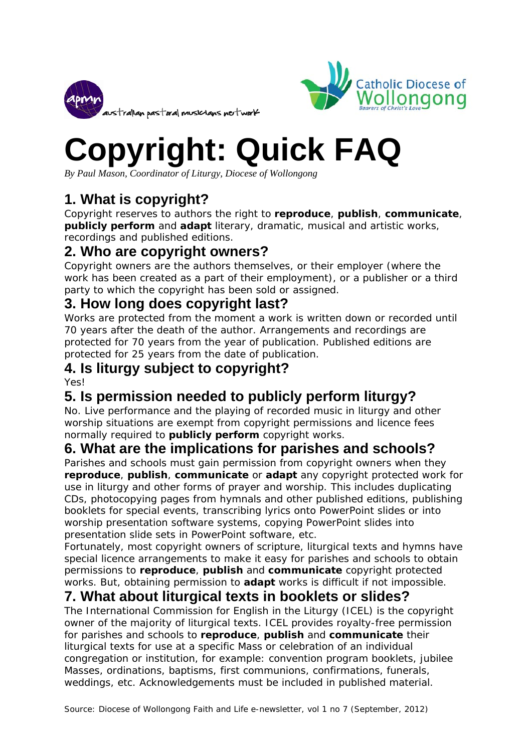australian pastoral musicians network

Catholic Diocese of Wollongong
*Bearers of Christ's Love*

# Copyright: Quick FAQ

*By Paul Mason, Coordinator of Liturgy, Diocese of Wollongong*

## 1. What is copyright?

Copyright reserves to authors the right to **reproduce**, **publish**, **communicate**, **publicly perform** and **adapt** literary, dramatic, musical and artistic works, recordings and published editions.

## 2. Who are copyright owners?

Copyright owners are the authors themselves, or their employer (where the work has been created as a part of their employment), or a publisher or a third party to which the copyright has been sold or assigned.

## 3. How long does copyright last?

Works are protected from the moment a work is written down or recorded until 70 years after the death of the author. Arrangements and recordings are protected for 70 years from the year of publication. Published editions are protected for 25 years from the date of publication.

## 4. Is liturgy subject to copyright?

Yes!

## 5. Is permission needed to publicly perform liturgy?

No. Live performance and the playing of recorded music in liturgy and other worship situations are exempt from copyright permissions and licence fees normally required to **publicly perform** copyright works.

## 6. What are the implications for parishes and schools?

Parishes and schools must gain permission from copyright owners when they **reproduce**, **publish**, **communicate** or **adapt** any copyright protected work for use in liturgy and other forms of prayer and worship. This includes duplicating CDs, photocopying pages from hymnals and other published editions, publishing booklets for special events, transcribing lyrics onto PowerPoint slides or into worship presentation software systems, copying PowerPoint slides into presentation slide sets in PowerPoint software, etc.

Fortunately, most copyright owners of scripture, liturgical texts and hymns have special licence arrangements to make it easy for parishes and schools to obtain permissions to **reproduce**, **publish** and **communicate** copyright protected works. But, obtaining permission to **adapt** works is difficult if not impossible.

## 7. What about liturgical texts in booklets or slides?

The International Commission for English in the Liturgy (ICEL) is the copyright owner of the majority of liturgical texts. ICEL provides royalty-free permission for parishes and schools to **reproduce**, **publish** and **communicate** their liturgical texts for use at a specific Mass or celebration of an individual congregation or institution, for example: convention program booklets, jubilee Masses, ordinations, baptisms, first communions, confirmations, funerals, weddings, etc. Acknowledgements must be included in published material.

Source: Diocese of Wollongong Faith and Life e-newsletter, vol 1 no 7 (September, 2012)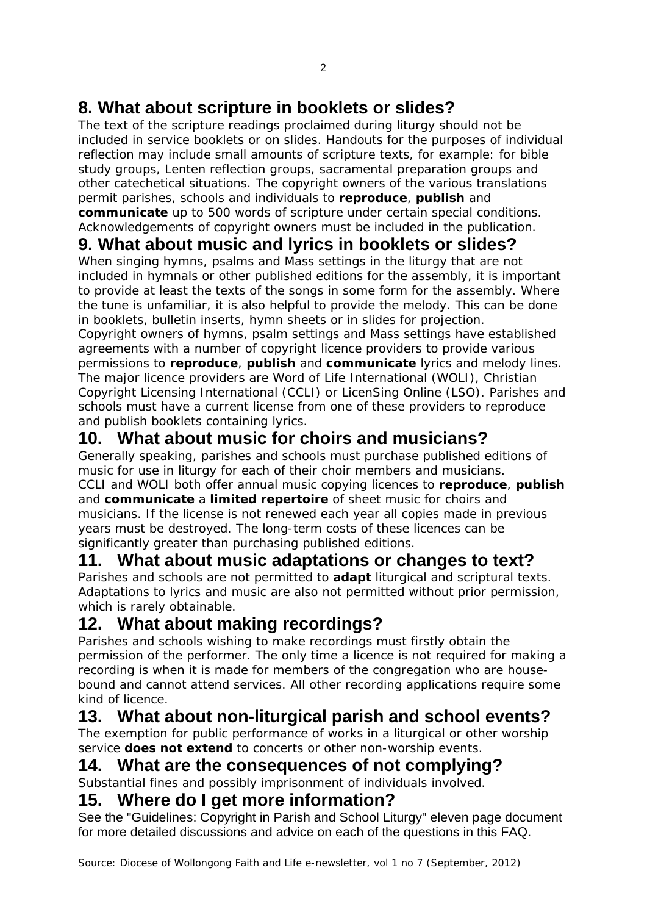## 8. What about scripture in booklets or slides?

The text of the scripture readings proclaimed during liturgy should not be included in service booklets or on slides. Handouts for the purposes of individual reflection may include small amounts of scripture texts, for example: for bible study groups, Lenten reflection groups, sacramental preparation groups and other catechetical situations. The copyright owners of the various translations permit parishes, schools and individuals to **reproduce**, **publish** and **communicate** up to 500 words of scripture under certain special conditions. Acknowledgements of copyright owners must be included in the publication.

## 9. What about music and lyrics in booklets or slides?

When singing hymns, psalms and Mass settings in the liturgy that are not included in hymnals or other published editions for the assembly, it is important to provide at least the texts of the songs in some form for the assembly. Where the tune is unfamiliar, it is also helpful to provide the melody. This can be done in booklets, bulletin inserts, hymn sheets or in slides for projection.

Copyright owners of hymns, psalm settings and Mass settings have established agreements with a number of copyright licence providers to provide various permissions to **reproduce**, **publish** and **communicate** lyrics and melody lines. The major licence providers are Word of Life International (WOLI), Christian Copyright Licensing International (CCLI) or LicenSing Online (LSO). Parishes and schools must have a current license from one of these providers to reproduce and publish booklets containing lyrics.

## 10. What about music for choirs and musicians?

Generally speaking, parishes and schools must purchase published editions of music for use in liturgy for each of their choir members and musicians.

CCLI and WOLI both offer annual music copying licences to **reproduce**, **publish** and **communicate** a **limited repertoire** of sheet music for choirs and musicians. If the license is not renewed each year all copies made in previous years must be destroyed. The long-term costs of these licences can be significantly greater than purchasing published editions.

## 11. What about music adaptations or changes to text?

Parishes and schools are not permitted to **adapt** liturgical and scriptural texts. Adaptations to lyrics and music are also not permitted without prior permission, which is rarely obtainable.

## 12. What about making recordings?

Parishes and schools wishing to make recordings must firstly obtain the permission of the performer. The only time a licence is not required for making a recording is when it is made for members of the congregation who are house-bound and cannot attend services. All other recording applications require some kind of licence.

## 13. What about non-liturgical parish and school events?

The exemption for public performance of works in a liturgical or other worship service **does not extend** to concerts or other non-worship events.

## 14. What are the consequences of not complying?

Substantial fines and possibly imprisonment of individuals involved.

## 15. Where do I get more information?

See the "Guidelines: Copyright in Parish and School Liturgy" eleven page document for more detailed discussions and advice on each of the questions in this FAQ.

Source: Diocese of Wollongong Faith and Life e-newsletter, vol 1 no 7 (September, 2012)